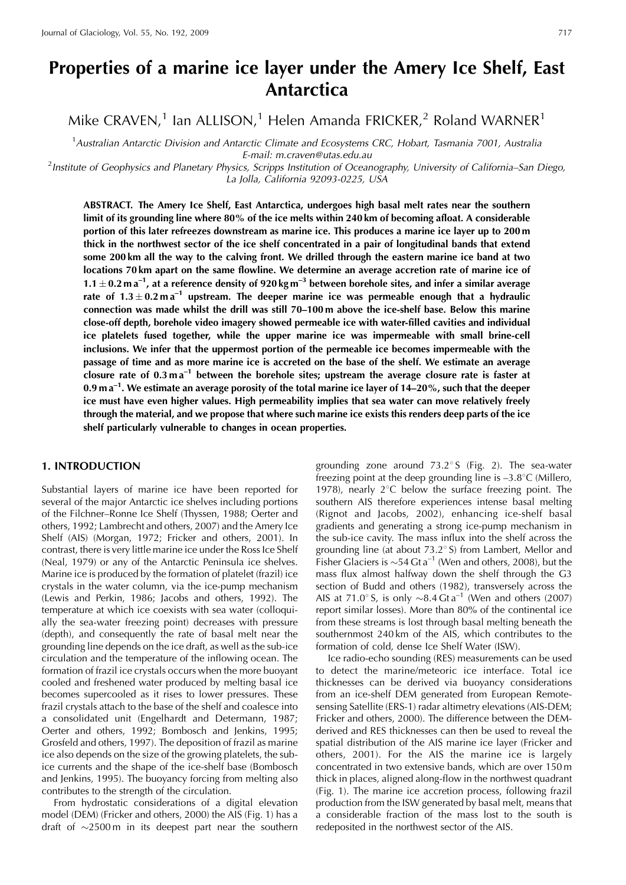# Properties of a marine ice layer under the Amery Ice Shelf, East Antarctica

Mike CRAVEN,[1] Ian ALLISON,[1] Helen Amanda FRICKER,[2] Roland WARNER[1]

[1]*Australian Antarctic Division and Antarctic Climate and Ecosystems CRC, Hobart, Tasmania 7001, Australia*
*E-mail: m.craven@utas.edu.au*

[2]*Institute of Geophysics and Planetary Physics, Scripps Institution of Oceanography, University of California–San Diego, La Jolla, California 92093-0225, USA*

**ABSTRACT. The Amery Ice Shelf, East Antarctica, undergoes high basal melt rates near the southern limit of its grounding line where 80% of the ice melts within 240 km of becoming afloat. A considerable portion of this later refreezes downstream as marine ice. This produces a marine ice layer up to 200 m thick in the northwest sector of the ice shelf concentrated in a pair of longitudinal bands that extend some 200 km all the way to the calving front. We drilled through the eastern marine ice band at two locations 70 km apart on the same flowline. We determine an average accretion rate of marine ice of $1.1 \pm 0.2\,\mathrm{m\,a^{-1}}$, at a reference density of $920\,\mathrm{kg\,m^{-3}}$ between borehole sites, and infer a similar average rate of $1.3 \pm 0.2\,\mathrm{m\,a^{-1}}$ upstream. The deeper marine ice was permeable enough that a hydraulic connection was made whilst the drill was still 70–100 m above the ice-shelf base. Below this marine close-off depth, borehole video imagery showed permeable ice with water-filled cavities and individual ice platelets fused together, while the upper marine ice was impermeable with small brine-cell inclusions. We infer that the uppermost portion of the permeable ice becomes impermeable with the passage of time and as more marine ice is accreted on the base of the shelf. We estimate an average closure rate of $0.3\,\mathrm{m\,a^{-1}}$ between the borehole sites; upstream the average closure rate is faster at $0.9\,\mathrm{m\,a^{-1}}$. We estimate an average porosity of the total marine ice layer of 14–20%, such that the deeper ice must have even higher values. High permeability implies that sea water can move relatively freely through the material, and we propose that where such marine ice exists this renders deep parts of the ice shelf particularly vulnerable to changes in ocean properties.**

## 1. INTRODUCTION

Substantial layers of marine ice have been reported for several of the major Antarctic ice shelves including portions of the Filchner–Ronne Ice Shelf (Thyssen, 1988; Oerter and others, 1992; Lambrecht and others, 2007) and the Amery Ice Shelf (AIS) (Morgan, 1972; Fricker and others, 2001). In contrast, there is very little marine ice under the Ross Ice Shelf (Neal, 1979) or any of the Antarctic Peninsula ice shelves. Marine ice is produced by the formation of platelet (frazil) ice crystals in the water column, via the ice-pump mechanism (Lewis and Perkin, 1986; Jacobs and others, 1992). The temperature at which ice coexists with sea water (colloquially the sea-water freezing point) decreases with pressure (depth), and consequently the rate of basal melt near the grounding line depends on the ice draft, as well as the sub-ice circulation and the temperature of the inflowing ocean. The formation of frazil ice crystals occurs when the more buoyant cooled and freshened water produced by melting basal ice becomes supercooled as it rises to lower pressures. These frazil crystals attach to the base of the shelf and coalesce into a consolidated unit (Engelhardt and Determann, 1987; Oerter and others, 1992; Bombosch and Jenkins, 1995; Grosfeld and others, 1997). The deposition of frazil as marine ice also depends on the size of the growing platelets, the sub-ice currents and the shape of the ice-shelf base (Bombosch and Jenkins, 1995). The buoyancy forcing from melting also contributes to the strength of the circulation.

From hydrostatic considerations of a digital elevation model (DEM) (Fricker and others, 2000) the AIS (Fig. 1) has a draft of ~2500 m in its deepest part near the southern grounding zone around 73.2° S (Fig. 2). The sea-water freezing point at the deep grounding line is –3.8°C (Millero, 1978), nearly 2°C below the surface freezing point. The southern AIS therefore experiences intense basal melting (Rignot and Jacobs, 2002), enhancing ice-shelf basal gradients and generating a strong ice-pump mechanism in the sub-ice cavity. The mass influx into the shelf across the grounding line (at about 73.2° S) from Lambert, Mellor and Fisher Glaciers is $\sim 54\,\mathrm{Gt\,a^{-1}}$ (Wen and others, 2008), but the mass flux almost halfway down the shelf through the G3 section of Budd and others (1982), transversely across the AIS at 71.0° S, is only $\sim 8.4\,\mathrm{Gt\,a^{-1}}$ (Wen and others (2007) report similar losses). More than 80% of the continental ice from these streams is lost through basal melting beneath the southernmost 240 km of the AIS, which contributes to the formation of cold, dense Ice Shelf Water (ISW).

Ice radio-echo sounding (RES) measurements can be used to detect the marine/meteoric ice interface. Total ice thicknesses can be derived via buoyancy considerations from an ice-shelf DEM generated from European Remote-sensing Satellite (ERS-1) radar altimetry elevations (AIS-DEM; Fricker and others, 2000). The difference between the DEM-derived and RES thicknesses can then be used to reveal the spatial distribution of the AIS marine ice layer (Fricker and others, 2001). For the AIS the marine ice is largely concentrated in two extensive bands, which are over 150 m thick in places, aligned along-flow in the northwest quadrant (Fig. 1). The marine ice accretion process, following frazil production from the ISW generated by basal melt, means that a considerable fraction of the mass lost to the south is redeposited in the northwest sector of the AIS.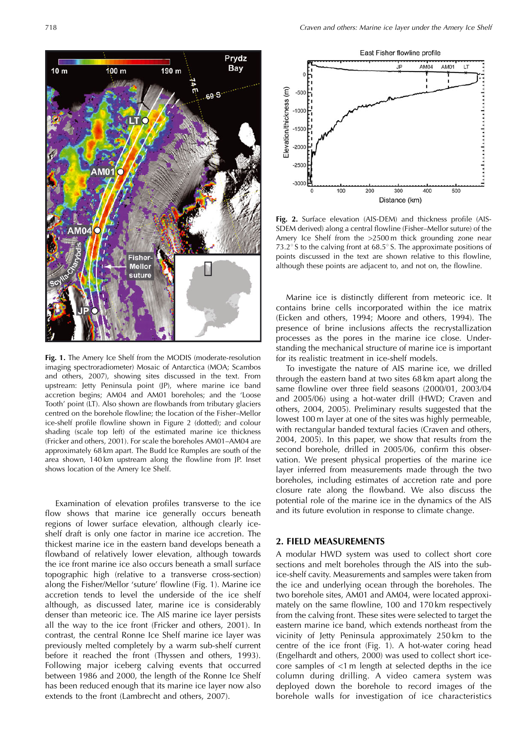**Fig. 1.** The Amery Ice Shelf from the MODIS (moderate-resolution imaging spectroradiometer) Mosaic of Antarctica (MOA; Scambos and others, 2007), showing sites discussed in the text. From upstream: Jetty Peninsula point (JP), where marine ice band accretion begins; AM04 and AM01 boreholes; and the 'Loose Tooth' point (LT). Also shown are flowbands from tributary glaciers centred on the borehole flowline; the location of the Fisher–Mellor ice-shelf profile flowline shown in Figure 2 (dotted); and colour shading (scale top left) of the estimated marine ice thickness (Fricker and others, 2001). For scale the boreholes AM01–AM04 are approximately 68 km apart. The Budd Ice Rumples are south of the area shown, 140 km upstream along the flowline from JP. Inset shows location of the Amery Ice Shelf.

Examination of elevation profiles transverse to the ice flow shows that marine ice generally occurs beneath regions of lower surface elevation, although clearly ice-shelf draft is only one factor in marine ice accretion. The thickest marine ice in the eastern band develops beneath a flowband of relatively lower elevation, although towards the ice front marine ice also occurs beneath a small surface topographic high (relative to a transverse cross-section) along the Fisher/Mellor 'suture' flowline (Fig. 1). Marine ice accretion tends to level the underside of the ice shelf although, as discussed later, marine ice is considerably denser than meteoric ice. The AIS marine ice layer persists all the way to the ice front (Fricker and others, 2001). In contrast, the central Ronne Ice Shelf marine ice layer was previously melted completely by a warm sub-shelf current before it reached the front (Thyssen and others, 1993). Following major iceberg calving events that occurred between 1986 and 2000, the length of the Ronne Ice Shelf has been reduced enough that its marine ice layer now also extends to the front (Lambrecht and others, 2007).

**Fig. 2.** Surface elevation (AIS-DEM) and thickness profile (AIS-SDEM derived) along a central flowline (Fisher–Mellor suture) of the Amery Ice Shelf from the >2500 m thick grounding zone near 73.2° S to the calving front at 68.5° S. The approximate positions of points discussed in the text are shown relative to this flowline, although these points are adjacent to, and not on, the flowline.

Marine ice is distinctly different from meteoric ice. It contains brine cells incorporated within the ice matrix (Eicken and others, 1994; Moore and others, 1994). The presence of brine inclusions affects the recrystallization processes as the pores in the marine ice close. Understanding the mechanical structure of marine ice is important for its realistic treatment in ice-shelf models.

To investigate the nature of AIS marine ice, we drilled through the eastern band at two sites 68 km apart along the same flowline over three field seasons (2000/01, 2003/04 and 2005/06) using a hot-water drill (HWD; Craven and others, 2004, 2005). Preliminary results suggested that the lowest 100 m layer at one of the sites was highly permeable, with rectangular banded textural facies (Craven and others, 2004, 2005). In this paper, we show that results from the second borehole, drilled in 2005/06, confirm this observation. We present physical properties of the marine ice layer inferred from measurements made through the two boreholes, including estimates of accretion rate and pore closure rate along the flowband. We also discuss the potential role of the marine ice in the dynamics of the AIS and its future evolution in response to climate change.

## 2. FIELD MEASUREMENTS

A modular HWD system was used to collect short core sections and melt boreholes through the AIS into the sub-ice-shelf cavity. Measurements and samples were taken from the ice and underlying ocean through the boreholes. The two borehole sites, AM01 and AM04, were located approximately on the same flowline, 100 and 170 km respectively from the calving front. These sites were selected to target the eastern marine ice band, which extends northeast from the vicinity of Jetty Peninsula approximately 250 km to the centre of the ice front (Fig. 1). A hot-water coring head (Engelhardt and others, 2000) was used to collect short ice-core samples of <1 m length at selected depths in the ice column during drilling. A video camera system was deployed down the borehole to record images of the borehole walls for investigation of ice characteristics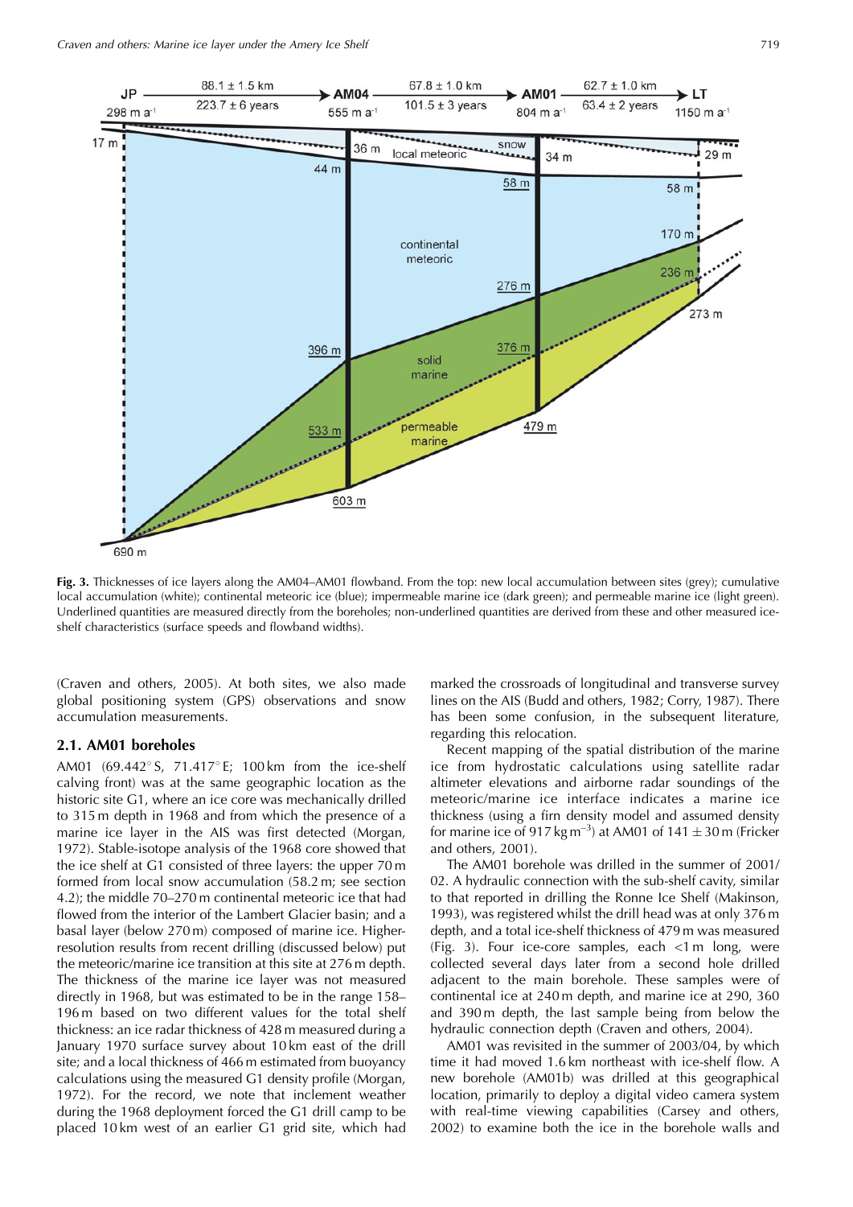**Fig. 3.** Thicknesses of ice layers along the AM04–AM01 flowband. From the top: new local accumulation between sites (grey); cumulative local accumulation (white); continental meteoric ice (blue); impermeable marine ice (dark green); and permeable marine ice (light green). Underlined quantities are measured directly from the boreholes; non-underlined quantities are derived from these and other measured ice-shelf characteristics (surface speeds and flowband widths).

(Craven and others, 2005). At both sites, we also made global positioning system (GPS) observations and snow accumulation measurements.

## 2.1. AM01 boreholes

AM01 (69.442° S, 71.417° E; 100 km from the ice-shelf calving front) was at the same geographic location as the historic site G1, where an ice core was mechanically drilled to 315 m depth in 1968 and from which the presence of a marine ice layer in the AIS was first detected (Morgan, 1972). Stable-isotope analysis of the 1968 core showed that the ice shelf at G1 consisted of three layers: the upper 70 m formed from local snow accumulation (58.2 m; see section 4.2); the middle 70–270 m continental meteoric ice that had flowed from the interior of the Lambert Glacier basin; and a basal layer (below 270 m) composed of marine ice. Higher-resolution results from recent drilling (discussed below) put the meteoric/marine ice transition at this site at 276 m depth. The thickness of the marine ice layer was not measured directly in 1968, but was estimated to be in the range 158–196 m based on two different values for the total shelf thickness: an ice radar thickness of 428 m measured during a January 1970 surface survey about 10 km east of the drill site; and a local thickness of 466 m estimated from buoyancy calculations using the measured G1 density profile (Morgan, 1972). For the record, we note that inclement weather during the 1968 deployment forced the G1 drill camp to be placed 10 km west of an earlier G1 grid site, which had marked the crossroads of longitudinal and transverse survey lines on the AIS (Budd and others, 1982; Corry, 1987). There has been some confusion, in the subsequent literature, regarding this relocation.

Recent mapping of the spatial distribution of the marine ice from hydrostatic calculations using satellite radar altimeter elevations and airborne radar soundings of the meteoric/marine ice interface indicates a marine ice thickness (using a firn density model and assumed density for marine ice of 917 kg m$^{-3}$) at AM01 of 141 ± 30 m (Fricker and others, 2001).

The AM01 borehole was drilled in the summer of 2001/02. A hydraulic connection with the sub-shelf cavity, similar to that reported in drilling the Ronne Ice Shelf (Makinson, 1993), was registered whilst the drill head was at only 376 m depth, and a total ice-shelf thickness of 479 m was measured (Fig. 3). Four ice-core samples, each <1 m long, were collected several days later from a second hole drilled adjacent to the main borehole. These samples were of continental ice at 240 m depth, and marine ice at 290, 360 and 390 m depth, the last sample being from below the hydraulic connection depth (Craven and others, 2004).

AM01 was revisited in the summer of 2003/04, by which time it had moved 1.6 km northeast with ice-shelf flow. A new borehole (AM01b) was drilled at this geographical location, primarily to deploy a digital video camera system with real-time viewing capabilities (Carsey and others, 2002) to examine both the ice in the borehole walls and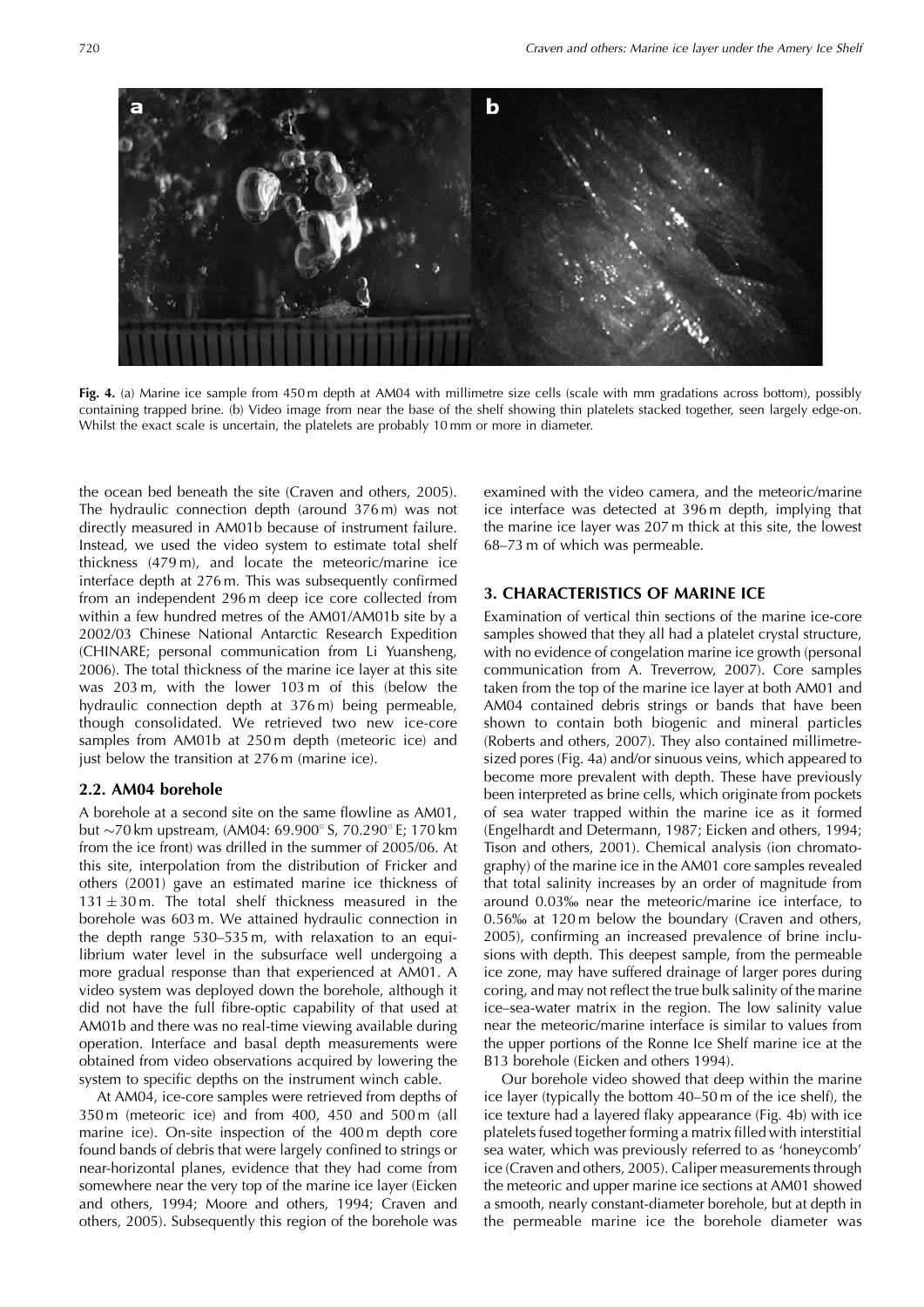**Fig. 4.** (a) Marine ice sample from 450 m depth at AM04 with millimetre size cells (scale with mm gradations across bottom), possibly containing trapped brine. (b) Video image from near the base of the shelf showing thin platelets stacked together, seen largely edge-on. Whilst the exact scale is uncertain, the platelets are probably 10 mm or more in diameter.

the ocean bed beneath the site (Craven and others, 2005). The hydraulic connection depth (around 376 m) was not directly measured in AM01b because of instrument failure. Instead, we used the video system to estimate total shelf thickness (479 m), and locate the meteoric/marine ice interface depth at 276 m. This was subsequently confirmed from an independent 296 m deep ice core collected from within a few hundred metres of the AM01/AM01b site by a 2002/03 Chinese National Antarctic Research Expedition (CHINARE; personal communication from Li Yuansheng, 2006). The total thickness of the marine ice layer at this site was 203 m, with the lower 103 m of this (below the hydraulic connection depth at 376 m) being permeable, though consolidated. We retrieved two new ice-core samples from AM01b at 250 m depth (meteoric ice) and just below the transition at 276 m (marine ice).

### 2.2. AM04 borehole

A borehole at a second site on the same flowline as AM01, but ~70 km upstream, (AM04: 69.900° S, 70.290° E; 170 km from the ice front) was drilled in the summer of 2005/06. At this site, interpolation from the distribution of Fricker and others (2001) gave an estimated marine ice thickness of $131 \pm 30$ m. The total shelf thickness measured in the borehole was 603 m. We attained hydraulic connection in the depth range 530–535 m, with relaxation to an equilibrium water level in the subsurface well undergoing a more gradual response than that experienced at AM01. A video system was deployed down the borehole, although it did not have the full fibre-optic capability of that used at AM01b and there was no real-time viewing available during operation. Interface and basal depth measurements were obtained from video observations acquired by lowering the system to specific depths on the instrument winch cable.

At AM04, ice-core samples were retrieved from depths of 350 m (meteoric ice) and from 400, 450 and 500 m (all marine ice). On-site inspection of the 400 m depth core found bands of debris that were largely confined to strings or near-horizontal planes, evidence that they had come from somewhere near the very top of the marine ice layer (Eicken and others, 1994; Moore and others, 1994; Craven and others, 2005). Subsequently this region of the borehole was examined with the video camera, and the meteoric/marine ice interface was detected at 396 m depth, implying that the marine ice layer was 207 m thick at this site, the lowest 68–73 m of which was permeable.

## 3. CHARACTERISTICS OF MARINE ICE

Examination of vertical thin sections of the marine ice-core samples showed that they all had a platelet crystal structure, with no evidence of congelation marine ice growth (personal communication from A. Treverrow, 2007). Core samples taken from the top of the marine ice layer at both AM01 and AM04 contained debris strings or bands that have been shown to contain both biogenic and mineral particles (Roberts and others, 2007). They also contained millimetre-sized pores (Fig. 4a) and/or sinuous veins, which appeared to become more prevalent with depth. These have previously been interpreted as brine cells, which originate from pockets of sea water trapped within the marine ice as it formed (Engelhardt and Determann, 1987; Eicken and others, 1994; Tison and others, 2001). Chemical analysis (ion chromatography) of the marine ice in the AM01 core samples revealed that total salinity increases by an order of magnitude from around 0.03‰ near the meteoric/marine ice interface, to 0.56‰ at 120 m below the boundary (Craven and others, 2005), confirming an increased prevalence of brine inclusions with depth. This deepest sample, from the permeable ice zone, may have suffered drainage of larger pores during coring, and may not reflect the true bulk salinity of the marine ice–sea-water matrix in the region. The low salinity value near the meteoric/marine interface is similar to values from the upper portions of the Ronne Ice Shelf marine ice at the B13 borehole (Eicken and others 1994).

Our borehole video showed that deep within the marine ice layer (typically the bottom 40–50 m of the ice shelf), the ice texture had a layered flaky appearance (Fig. 4b) with ice platelets fused together forming a matrix filled with interstitial sea water, which was previously referred to as 'honeycomb' ice (Craven and others, 2005). Caliper measurements through the meteoric and upper marine ice sections at AM01 showed a smooth, nearly constant-diameter borehole, but at depth in the permeable marine ice the borehole diameter was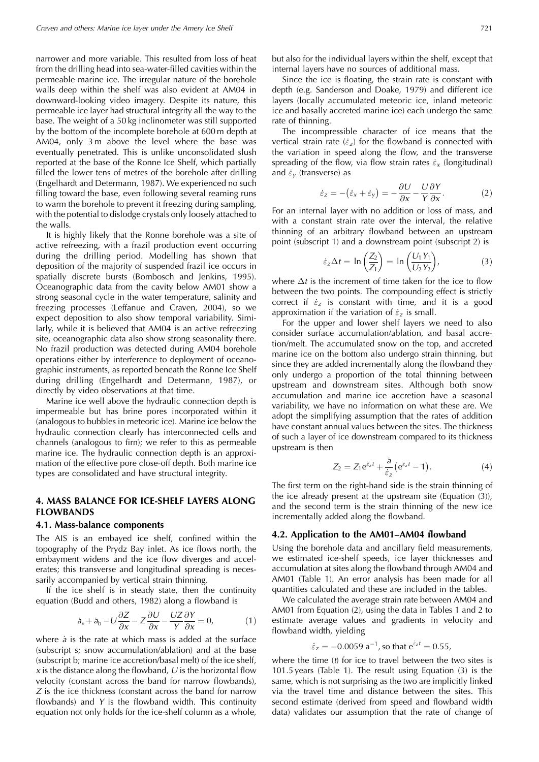narrower and more variable. This resulted from loss of heat from the drilling head into sea-water-filled cavities within the permeable marine ice. The irregular nature of the borehole walls deep within the shelf was also evident at AM04 in downward-looking video imagery. Despite its nature, this permeable ice layer had structural integrity all the way to the base. The weight of a 50 kg inclinometer was still supported by the bottom of the incomplete borehole at 600 m depth at AM04, only 3 m above the level where the base was eventually penetrated. This is unlike unconsolidated slush reported at the base of the Ronne Ice Shelf, which partially filled the lower tens of metres of the borehole after drilling (Engelhardt and Determann, 1987). We experienced no such filling toward the base, even following several reaming runs to warm the borehole to prevent it freezing during sampling, with the potential to dislodge crystals only loosely attached to the walls.

It is highly likely that the Ronne borehole was a site of active refreezing, with a frazil production event occurring during the drilling period. Modelling has shown that deposition of the majority of suspended frazil ice occurs in spatially discrete bursts (Bombosch and Jenkins, 1995). Oceanographic data from the cavity below AM01 show a strong seasonal cycle in the water temperature, salinity and freezing processes (Leffanue and Craven, 2004), so we expect deposition to also show temporal variability. Similarly, while it is believed that AM04 is an active refreezing site, oceanographic data also show strong seasonality there. No frazil production was detected during AM04 borehole operations either by interference to deployment of oceanographic instruments, as reported beneath the Ronne Ice Shelf during drilling (Engelhardt and Determann, 1987), or directly by video observations at that time.

Marine ice well above the hydraulic connection depth is impermeable but has brine pores incorporated within it (analogous to bubbles in meteoric ice). Marine ice below the hydraulic connection clearly has interconnected cells and channels (analogous to firn); we refer to this as permeable marine ice. The hydraulic connection depth is an approximation of the effective pore close-off depth. Both marine ice types are consolidated and have structural integrity.

## 4. MASS BALANCE FOR ICE-SHELF LAYERS ALONG FLOWBANDS

### 4.1. Mass-balance components

The AIS is an embayed ice shelf, confined within the topography of the Prydz Bay inlet. As ice flows north, the embayment widens and the ice flow diverges and accelerates; this transverse and longitudinal spreading is necessarily accompanied by vertical strain thinning.

If the ice shelf is in steady state, then the continuity equation (Budd and others, 1982) along a flowband is

$$\dot{a}_{\mathrm{s}} + \dot{a}_{\mathrm{b}} - U\frac{\partial Z}{\partial x} - Z\frac{\partial U}{\partial x} - \frac{UZ}{Y}\frac{\partial Y}{\partial x} = 0, \tag{1}$$

where $\dot{a}$ is the rate at which mass is added at the surface (subscript s; snow accumulation/ablation) and at the base (subscript b; marine ice accretion/basal melt) of the ice shelf, $x$ is the distance along the flowband, $U$ is the horizontal flow velocity (constant across the band for narrow flowbands), $Z$ is the ice thickness (constant across the band for narrow flowbands) and $Y$ is the flowband width. This continuity equation not only holds for the ice-shelf column as a whole, but also for the individual layers within the shelf, except that internal layers have no sources of additional mass.

Since the ice is floating, the strain rate is constant with depth (e.g. Sanderson and Doake, 1979) and different ice layers (locally accumulated meteoric ice, inland meteoric ice and basally accreted marine ice) each undergo the same rate of thinning.

The incompressible character of ice means that the vertical strain rate ($\dot{\varepsilon}_z$) for the flowband is connected with the variation in speed along the flow, and the transverse spreading of the flow, via flow strain rates $\dot{\varepsilon}_x$ (longitudinal) and $\dot{\varepsilon}_y$ (transverse) as

$$\dot{\varepsilon}_z = -\left(\dot{\varepsilon}_x + \dot{\varepsilon}_y\right) = -\frac{\partial U}{\partial x} - \frac{U}{Y}\frac{\partial Y}{\partial x}. \tag{2}$$

For an internal layer with no addition or loss of mass, and with a constant strain rate over the interval, the relative thinning of an arbitrary flowband between an upstream point (subscript 1) and a downstream point (subscript 2) is

$$\dot{\varepsilon}_z \Delta t = \ln\left(\frac{Z_2}{Z_1}\right) = \ln\left(\frac{U_1 Y_1}{U_2 Y_2}\right), \tag{3}$$

where $\Delta t$ is the increment of time taken for the ice to flow between the two points. The compounding effect is strictly correct if $\dot{\varepsilon}_z$ is constant with time, and it is a good approximation if the variation of $\dot{\varepsilon}_z$ is small.

For the upper and lower shelf layers we need to also consider surface accumulation/ablation, and basal accretion/melt. The accumulated snow on the top, and accreted marine ice on the bottom also undergo strain thinning, but since they are added incrementally along the flowband they only undergo a proportion of the total thinning between upstream and downstream sites. Although both snow accumulation and marine ice accretion have a seasonal variability, we have no information on what these are. We adopt the simplifying assumption that the rates of addition have constant annual values between the sites. The thickness of such a layer of ice downstream compared to its thickness upstream is then

$$Z_2 = Z_1 e^{\dot{\varepsilon}_z t} + \frac{\dot{a}}{\dot{\varepsilon}_z}\left(e^{\dot{\varepsilon}_z t} - 1\right). \tag{4}$$

The first term on the right-hand side is the strain thinning of the ice already present at the upstream site (Equation (3)), and the second term is the strain thinning of the new ice incrementally added along the flowband.

### 4.2. Application to the AM01–AM04 flowband

Using the borehole data and ancillary field measurements, we estimated ice-shelf speeds, ice layer thicknesses and accumulation at sites along the flowband through AM04 and AM01 (Table 1). An error analysis has been made for all quantities calculated and these are included in the tables.

We calculated the average strain rate between AM04 and AM01 from Equation (2), using the data in Tables 1 and 2 to estimate average values and gradients in velocity and flowband width, yielding

$$\dot{\varepsilon}_z = -0.0059\ \mathrm{a}^{-1}, \text{ so that } e^{\dot{\varepsilon}_z t} = 0.55,$$

where the time ($t$) for ice to travel between the two sites is 101.5 years (Table 1). The result using Equation (3) is the same, which is not surprising as the two are implicitly linked via the travel time and distance between the sites. This second estimate (derived from speed and flowband width data) validates our assumption that the rate of change of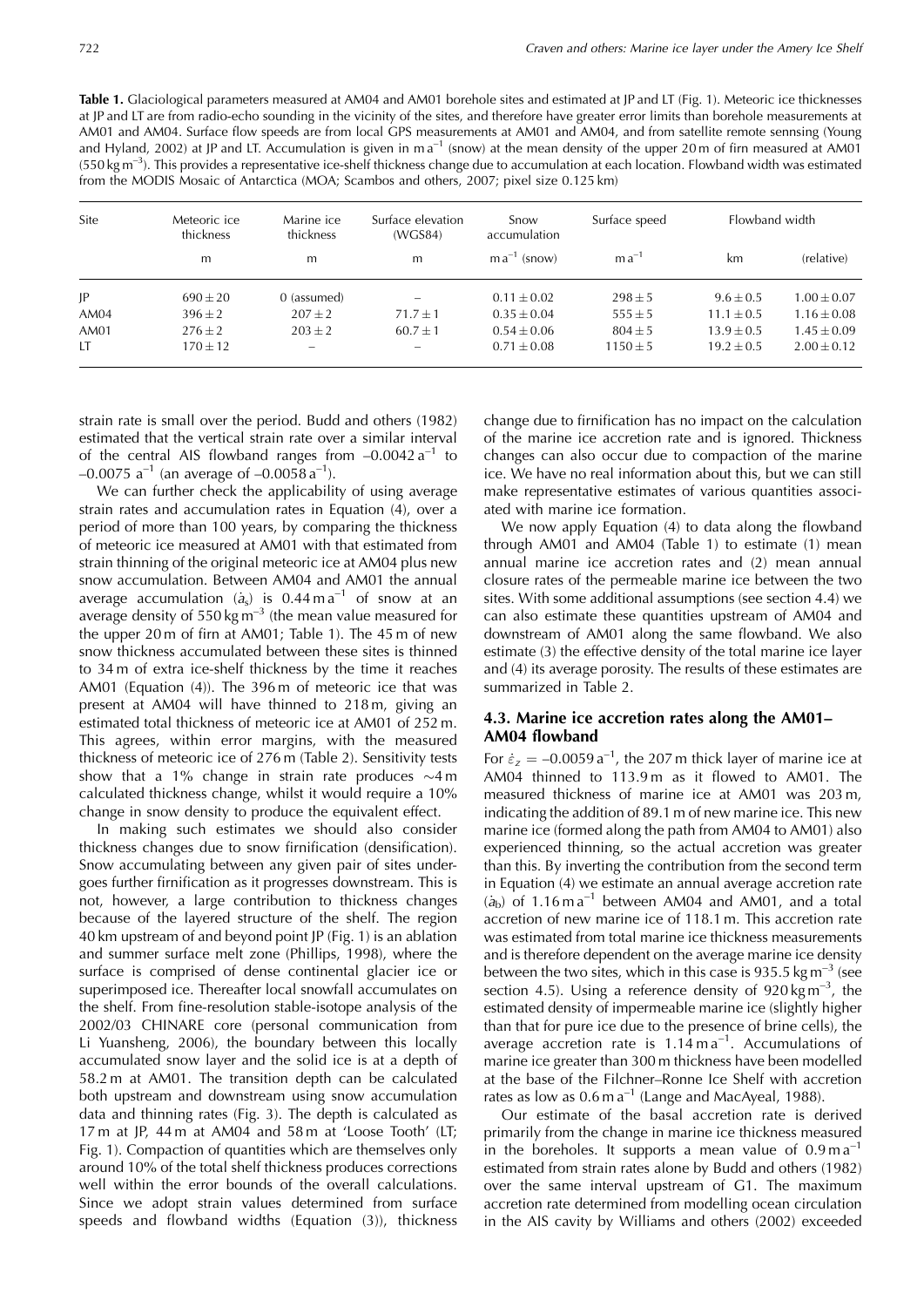**Table 1.** Glaciological parameters measured at AM04 and AM01 borehole sites and estimated at JP and LT (Fig. 1). Meteoric ice thicknesses at JP and LT are from radio-echo sounding in the vicinity of the sites, and therefore have greater error limits than borehole measurements at AM01 and AM04. Surface flow speeds are from local GPS measurements at AM01 and AM04, and from satellite remote sennsing (Young and Hyland, 2002) at JP and LT. Accumulation is given in m a$^{-1}$ (snow) at the mean density of the upper 20 m of firn measured at AM01 (550 kg m$^{-3}$). This provides a representative ice-shelf thickness change due to accumulation at each location. Flowband width was estimated from the MODIS Mosaic of Antarctica (MOA; Scambos and others, 2007; pixel size 0.125 km)

| Site | Meteoric ice thickness | Marine ice thickness | Surface elevation (WGS84) | Snow accumulation | Surface speed | Flowband width | |
|---|---|---|---|---|---|---|---|
| | m | m | m | m a$^{-1}$ (snow) | m a$^{-1}$ | km | (relative) |
| JP | $690 \pm 20$ | 0 (assumed) | – | $0.11 \pm 0.02$ | $298 \pm 5$ | $9.6 \pm 0.5$ | $1.00 \pm 0.07$ |
| AM04 | $396 \pm 2$ | $207 \pm 2$ | $71.7 \pm 1$ | $0.35 \pm 0.04$ | $555 \pm 5$ | $11.1 \pm 0.5$ | $1.16 \pm 0.08$ |
| AM01 | $276 \pm 2$ | $203 \pm 2$ | $60.7 \pm 1$ | $0.54 \pm 0.06$ | $804 \pm 5$ | $13.9 \pm 0.5$ | $1.45 \pm 0.09$ |
| LT | $170 \pm 12$ | – | – | $0.71 \pm 0.08$ | $1150 \pm 5$ | $19.2 \pm 0.5$ | $2.00 \pm 0.12$ |

strain rate is small over the period. Budd and others (1982) estimated that the vertical strain rate over a similar interval of the central AIS flowband ranges from $-0.0042\ \mathrm{a}^{-1}$ to $-0.0075\ \mathrm{a}^{-1}$ (an average of $-0.0058\ \mathrm{a}^{-1}$).

We can further check the applicability of using average strain rates and accumulation rates in Equation (4), over a period of more than 100 years, by comparing the thickness of meteoric ice measured at AM01 with that estimated from strain thinning of the original meteoric ice at AM04 plus new snow accumulation. Between AM04 and AM01 the annual average accumulation ($\dot{a}_s$) is 0.44 m a$^{-1}$ of snow at an average density of 550 kg m$^{-3}$ (the mean value measured for the upper 20 m of firn at AM01; Table 1). The 45 m of new snow thickness accumulated between these sites is thinned to 34 m of extra ice-shelf thickness by the time it reaches AM01 (Equation (4)). The 396 m of meteoric ice that was present at AM04 will have thinned to 218 m, giving an estimated total thickness of meteoric ice at AM01 of 252 m. This agrees, within error margins, with the measured thickness of meteoric ice of 276 m (Table 2). Sensitivity tests show that a 1% change in strain rate produces ~4 m calculated thickness change, whilst it would require a 10% change in snow density to produce the equivalent effect.

In making such estimates we should also consider thickness changes due to snow firnification (densification). Snow accumulating between any given pair of sites undergoes further firnification as it progresses downstream. This is not, however, a large contribution to thickness changes because of the layered structure of the shelf. The region 40 km upstream of and beyond point JP (Fig. 1) is an ablation and summer surface melt zone (Phillips, 1998), where the surface is comprised of dense continental glacier ice or superimposed ice. Thereafter local snowfall accumulates on the shelf. From fine-resolution stable-isotope analysis of the 2002/03 CHINARE core (personal communication from Li Yuansheng, 2006), the boundary between this locally accumulated snow layer and the solid ice is at a depth of 58.2 m at AM01. The transition depth can be calculated both upstream and downstream using snow accumulation data and thinning rates (Fig. 3). The depth is calculated as 17 m at JP, 44 m at AM04 and 58 m at 'Loose Tooth' (LT; Fig. 1). Compaction of quantities which are themselves only around 10% of the total shelf thickness produces corrections well within the error bounds of the overall calculations. Since we adopt strain values determined from surface speeds and flowband widths (Equation (3)), thickness change due to firnification has no impact on the calculation of the marine ice accretion rate and is ignored. Thickness changes can also occur due to compaction of the marine ice. We have no real information about this, but we can still make representative estimates of various quantities associated with marine ice formation.

We now apply Equation (4) to data along the flowband through AM01 and AM04 (Table 1) to estimate (1) mean annual marine ice accretion rates and (2) mean annual closure rates of the permeable marine ice between the two sites. With some additional assumptions (see section 4.4) we can also estimate these quantities upstream of AM04 and downstream of AM01 along the same flowband. We also estimate (3) the effective density of the total marine ice layer and (4) its average porosity. The results of these estimates are summarized in Table 2.

### 4.3. Marine ice accretion rates along the AM01–AM04 flowband

For $\dot{\varepsilon}_z = -0.0059\ \mathrm{a}^{-1}$, the 207 m thick layer of marine ice at AM04 thinned to 113.9 m as it flowed to AM01. The measured thickness of marine ice at AM01 was 203 m, indicating the addition of 89.1 m of new marine ice. This new marine ice (formed along the path from AM04 to AM01) also experienced thinning, so the actual accretion was greater than this. By inverting the contribution from the second term in Equation (4) we estimate an annual average accretion rate ($\dot{a}_b$) of 1.16 m a$^{-1}$ between AM04 and AM01, and a total accretion of new marine ice of 118.1 m. This accretion rate was estimated from total marine ice thickness measurements and is therefore dependent on the average marine ice density between the two sites, which in this case is 935.5 kg m$^{-3}$ (see section 4.5). Using a reference density of 920 kg m$^{-3}$, the estimated density of impermeable marine ice (slightly higher than that for pure ice due to the presence of brine cells), the average accretion rate is 1.14 m a$^{-1}$. Accumulations of marine ice greater than 300 m thickness have been modelled at the base of the Filchner–Ronne Ice Shelf with accretion rates as low as 0.6 m a$^{-1}$ (Lange and MacAyeal, 1988).

Our estimate of the basal accretion rate is derived primarily from the change in marine ice thickness measured in the boreholes. It supports a mean value of 0.9 m a$^{-1}$ estimated from strain rates alone by Budd and others (1982) over the same interval upstream of G1. The maximum accretion rate determined from modelling ocean circulation in the AIS cavity by Williams and others (2002) exceeded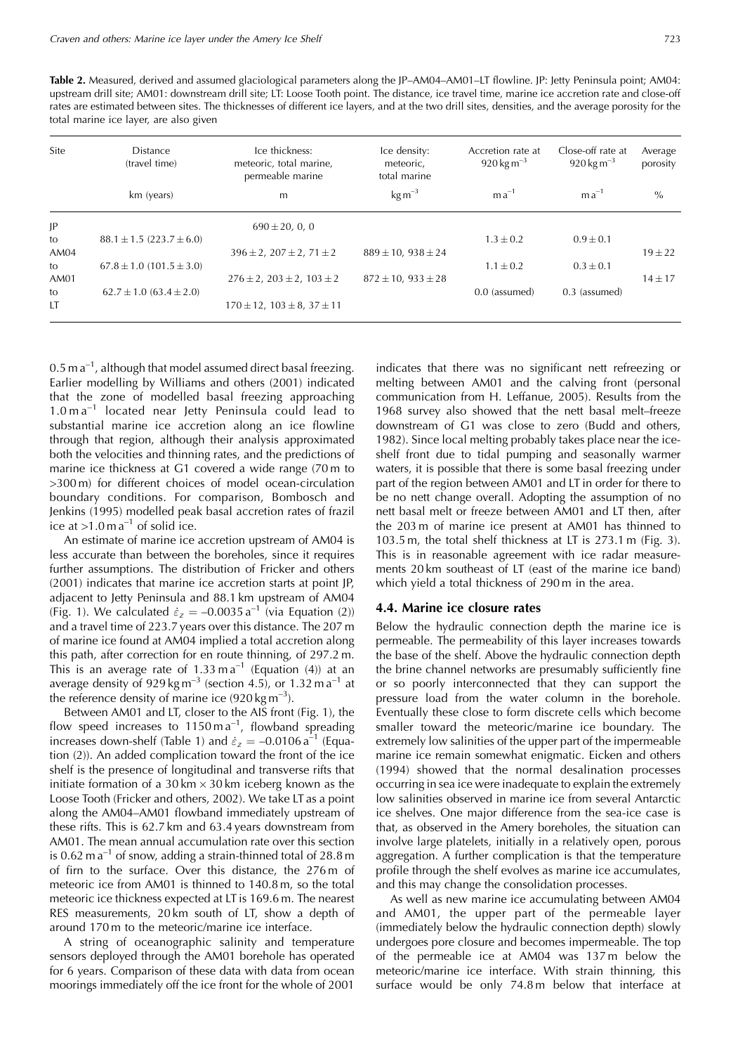**Table 2.** Measured, derived and assumed glaciological parameters along the JP–AM04–AM01–LT flowline. JP: Jetty Peninsula point; AM04: upstream drill site; AM01: downstream drill site; LT: Loose Tooth point. The distance, ice travel time, marine ice accretion rate and close-off rates are estimated between sites. The thicknesses of different ice layers, and at the two drill sites, densities, and the average porosity for the total marine ice layer, are also given

| Site | Distance (travel time) | Ice thickness: meteoric, total marine, permeable marine | Ice density: meteoric, total marine | Accretion rate at 920 kg m$^{-3}$ | Close-off rate at 920 kg m$^{-3}$ | Average porosity |
|---|---|---|---|---|---|---|
| | km (years) | m | kg m$^{-3}$ | m a$^{-1}$ | m a$^{-1}$ | % |
| JP | | 690 ± 20, 0, 0 | | | | |
| to | 88.1 ± 1.5 (223.7 ± 6.0) | | | 1.3 ± 0.2 | 0.9 ± 0.1 | |
| AM04 | | 396 ± 2, 207 ± 2, 71 ± 2 | 889 ± 10, 938 ± 24 | | | 19 ± 22 |
| to | 67.8 ± 1.0 (101.5 ± 3.0) | | | 1.1 ± 0.2 | 0.3 ± 0.1 | |
| AM01 | | 276 ± 2, 203 ± 2, 103 ± 2 | 872 ± 10, 933 ± 28 | | | 14 ± 17 |
| to | 62.7 ± 1.0 (63.4 ± 2.0) | | | 0.0 (assumed) | 0.3 (assumed) | |
| LT | | 170 ± 12, 103 ± 8, 37 ± 11 | | | | |

0.5 m a$^{-1}$, although that model assumed direct basal freezing. Earlier modelling by Williams and others (2001) indicated that the zone of modelled basal freezing approaching 1.0 m a$^{-1}$ located near Jetty Peninsula could lead to substantial marine ice accretion along an ice flowline through that region, although their analysis approximated both the velocities and thinning rates, and the predictions of marine ice thickness at G1 covered a wide range (70 m to >300 m) for different choices of model ocean-circulation boundary conditions. For comparison, Bombosch and Jenkins (1995) modelled peak basal accretion rates of frazil ice at >1.0 m a$^{-1}$ of solid ice.

An estimate of marine ice accretion upstream of AM04 is less accurate than between the boreholes, since it requires further assumptions. The distribution of Fricker and others (2001) indicates that marine ice accretion starts at point JP, adjacent to Jetty Peninsula and 88.1 km upstream of AM04 (Fig. 1). We calculated $\dot{\varepsilon}_z = -0.0035\,\mathrm{a}^{-1}$ (via Equation (2)) and a travel time of 223.7 years over this distance. The 207 m of marine ice found at AM04 implied a total accretion along this path, after correction for en route thinning, of 297.2 m. This is an average rate of 1.33 m a$^{-1}$ (Equation (4)) at an average density of 929 kg m$^{-3}$ (section 4.5), or 1.32 m a$^{-1}$ at the reference density of marine ice (920 kg m$^{-3}$).

Between AM01 and LT, closer to the AIS front (Fig. 1), the flow speed increases to 1150 m a$^{-1}$, flowband spreading increases down-shelf (Table 1) and $\dot{\varepsilon}_z = -0.0106\,\mathrm{a}^{-1}$ (Equation (2)). An added complication toward the front of the ice shelf is the presence of longitudinal and transverse rifts that initiate formation of a 30 km × 30 km iceberg known as the Loose Tooth (Fricker and others, 2002). We take LT as a point along the AM04–AM01 flowband immediately upstream of these rifts. This is 62.7 km and 63.4 years downstream from AM01. The mean annual accumulation rate over this section is 0.62 m a$^{-1}$ of snow, adding a strain-thinned total of 28.8 m of firn to the surface. Over this distance, the 276 m of meteoric ice from AM01 is thinned to 140.8 m, so the total meteoric ice thickness expected at LT is 169.6 m. The nearest RES measurements, 20 km south of LT, show a depth of around 170 m to the meteoric/marine ice interface.

A string of oceanographic salinity and temperature sensors deployed through the AM01 borehole has operated for 6 years. Comparison of these data with data from ocean moorings immediately off the ice front for the whole of 2001 indicates that there was no significant nett refreezing or melting between AM01 and the calving front (personal communication from H. Leffanue, 2005). Results from the 1968 survey also showed that the nett basal melt–freeze downstream of G1 was close to zero (Budd and others, 1982). Since local melting probably takes place near the ice-shelf front due to tidal pumping and seasonally warmer waters, it is possible that there is some basal freezing under part of the region between AM01 and LT in order for there to be no nett change overall. Adopting the assumption of no nett basal melt or freeze between AM01 and LT then, after the 203 m of marine ice present at AM01 has thinned to 103.5 m, the total shelf thickness at LT is 273.1 m (Fig. 3). This is in reasonable agreement with ice radar measurements 20 km southeast of LT (east of the marine ice band) which yield a total thickness of 290 m in the area.

### 4.4. Marine ice closure rates

Below the hydraulic connection depth the marine ice is permeable. The permeability of this layer increases towards the base of the shelf. Above the hydraulic connection depth the brine channel networks are presumably sufficiently fine or so poorly interconnected that they can support the pressure load from the water column in the borehole. Eventually these close to form discrete cells which become smaller toward the meteoric/marine ice boundary. The extremely low salinities of the upper part of the impermeable marine ice remain somewhat enigmatic. Eicken and others (1994) showed that the normal desalination processes occurring in sea ice were inadequate to explain the extremely low salinities observed in marine ice from several Antarctic ice shelves. One major difference from the sea-ice case is that, as observed in the Amery boreholes, the situation can involve large platelets, initially in a relatively open, porous aggregation. A further complication is that the temperature profile through the shelf evolves as marine ice accumulates, and this may change the consolidation processes.

As well as new marine ice accumulating between AM04 and AM01, the upper part of the permeable layer (immediately below the hydraulic connection depth) slowly undergoes pore closure and becomes impermeable. The top of the permeable ice at AM04 was 137 m below the meteoric/marine ice interface. With strain thinning, this surface would be only 74.8 m below that interface at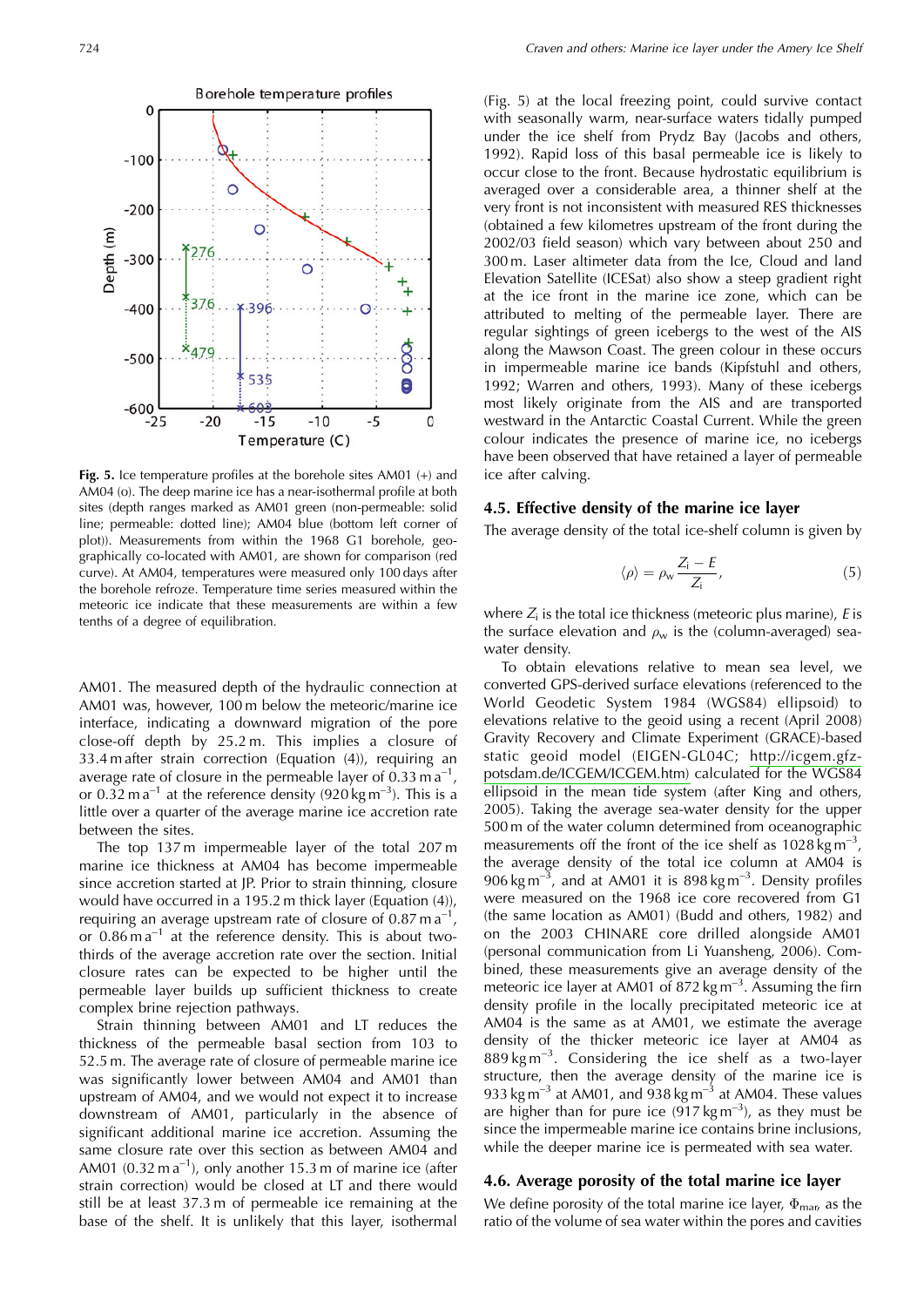Fig. 5. Ice temperature profiles at the borehole sites AM01 (+) and AM04 (o). The deep marine ice has a near-isothermal profile at both sites (depth ranges marked as AM01 green (non-permeable: solid line; permeable: dotted line); AM04 blue (bottom left corner of plot)). Measurements from within the 1968 G1 borehole, geographically co-located with AM01, are shown for comparison (red curve). At AM04, temperatures were measured only 100 days after the borehole refroze. Temperature time series measured within the meteoric ice indicate that these measurements are within a few tenths of a degree of equilibration.

AM01. The measured depth of the hydraulic connection at AM01 was, however, 100 m below the meteoric/marine ice interface, indicating a downward migration of the pore close-off depth by 25.2 m. This implies a closure of 33.4 m after strain correction (Equation (4)), requiring an average rate of closure in the permeable layer of 0.33 m a$^{-1}$, or 0.32 m a$^{-1}$ at the reference density (920 kg m$^{-3}$). This is a little over a quarter of the average marine ice accretion rate between the sites.

The top 137 m impermeable layer of the total 207 m marine ice thickness at AM04 has become impermeable since accretion started at JP. Prior to strain thinning, closure would have occurred in a 195.2 m thick layer (Equation (4)), requiring an average upstream rate of closure of 0.87 m a$^{-1}$, or 0.86 m a$^{-1}$ at the reference density. This is about two-thirds of the average accretion rate over the section. Initial closure rates can be expected to be higher until the permeable layer builds up sufficient thickness to create complex brine rejection pathways.

Strain thinning between AM01 and LT reduces the thickness of the permeable basal section from 103 to 52.5 m. The average rate of closure of permeable marine ice was significantly lower between AM04 and AM01 than upstream of AM04, and we would not expect it to increase downstream of AM01, particularly in the absence of significant additional marine ice accretion. Assuming the same closure rate over this section as between AM04 and AM01 (0.32 m a$^{-1}$), only another 15.3 m of marine ice (after strain correction) would be closed at LT and there would still be at least 37.3 m of permeable ice remaining at the base of the shelf. It is unlikely that this layer, isothermal (Fig. 5) at the local freezing point, could survive contact with seasonally warm, near-surface waters tidally pumped under the ice shelf from Prydz Bay (Jacobs and others, 1992). Rapid loss of this basal permeable ice is likely to occur close to the front. Because hydrostatic equilibrium is averaged over a considerable area, a thinner shelf at the very front is not inconsistent with measured RES thicknesses (obtained a few kilometres upstream of the front during the 2002/03 field season) which vary between about 250 and 300 m. Laser altimeter data from the Ice, Cloud and land Elevation Satellite (ICESat) also show a steep gradient right at the ice front in the marine ice zone, which can be attributed to melting of the permeable layer. There are regular sightings of green icebergs to the west of the AIS along the Mawson Coast. The green colour in these occurs in impermeable marine ice bands (Kipfstuhl and others, 1992; Warren and others, 1993). Many of these icebergs most likely originate from the AIS and are transported westward in the Antarctic Coastal Current. While the green colour indicates the presence of marine ice, no icebergs have been observed that have retained a layer of permeable ice after calving.

### 4.5. Effective density of the marine ice layer

The average density of the total ice-shelf column is given by

$$\langle\rho\rangle = \rho_{\mathrm{w}} \frac{Z_{\mathrm{i}} - E}{Z_{\mathrm{i}}}, \tag{5}$$

where $Z_{\mathrm{i}}$ is the total ice thickness (meteoric plus marine), $E$ is the surface elevation and $\rho_{\mathrm{w}}$ is the (column-averaged) sea-water density.

To obtain elevations relative to mean sea level, we converted GPS-derived surface elevations (referenced to the World Geodetic System 1984 (WGS84) ellipsoid) to elevations relative to the geoid using a recent (April 2008) Gravity Recovery and Climate Experiment (GRACE)-based static geoid model (EIGEN-GL04C; http://icgem.gfz-potsdam.de/ICGEM/ICGEM.htm) calculated for the WGS84 ellipsoid in the mean tide system (after King and others, 2005). Taking the average sea-water density for the upper 500 m of the water column determined from oceanographic measurements off the front of the ice shelf as 1028 kg m$^{-3}$, the average density of the total ice column at AM04 is 906 kg m$^{-3}$, and at AM01 it is 898 kg m$^{-3}$. Density profiles were measured on the 1968 ice core recovered from G1 (the same location as AM01) (Budd and others, 1982) and on the 2003 CHINARE core drilled alongside AM01 (personal communication from Li Yuansheng, 2006). Combined, these measurements give an average density of the meteoric ice layer at AM01 of 872 kg m$^{-3}$. Assuming the firn density profile in the locally precipitated meteoric ice at AM04 is the same as at AM01, we estimate the average density of the thicker meteoric ice layer at AM04 as 889 kg m$^{-3}$. Considering the ice shelf as a two-layer structure, then the average density of the marine ice is 933 kg m$^{-3}$ at AM01, and 938 kg m$^{-3}$ at AM04. These values are higher than for pure ice (917 kg m$^{-3}$), as they must be since the impermeable marine ice contains brine inclusions, while the deeper marine ice is permeated with sea water.

### 4.6. Average porosity of the total marine ice layer

We define porosity of the total marine ice layer, $\Phi_{\mathrm{mar}}$, as the ratio of the volume of sea water within the pores and cavities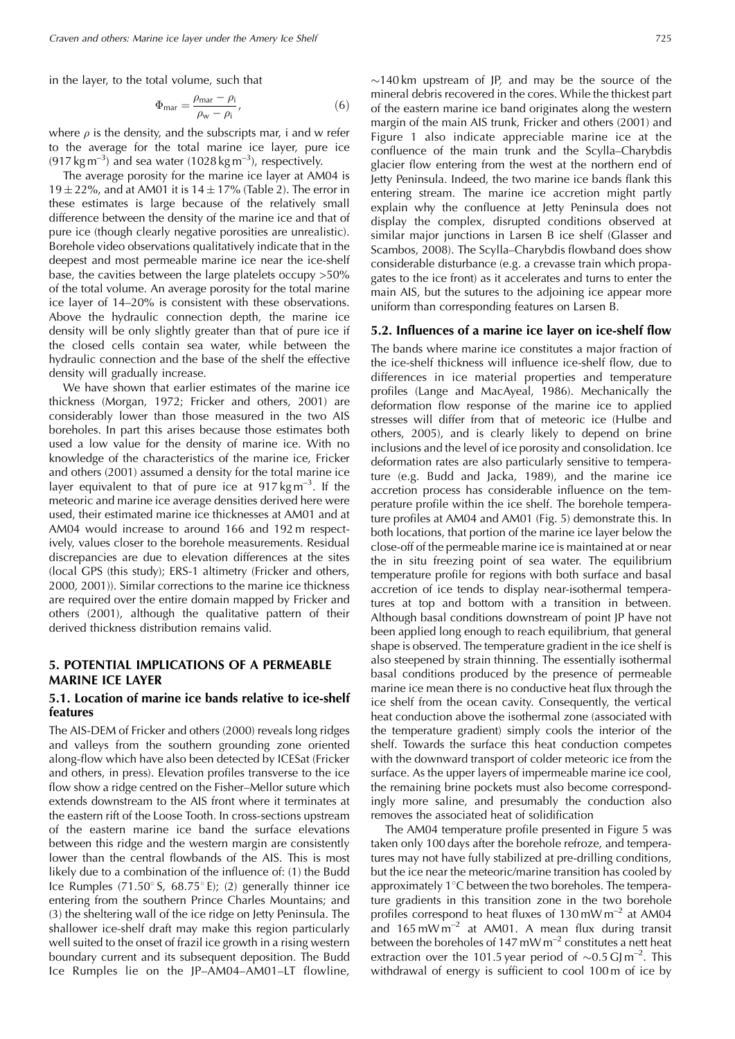in the layer, to the total volume, such that

$$\Phi_{mar} = \frac{\rho_{mar} - \rho_i}{\rho_w - \rho_i}, \quad (6)$$

where $\rho$ is the density, and the subscripts mar, i and w refer to the average for the total marine ice layer, pure ice (917 kg m$^{-3}$) and sea water (1028 kg m$^{-3}$), respectively.

The average porosity for the marine ice layer at AM04 is $19 \pm 22\%$, and at AM01 it is $14 \pm 17\%$ (Table 2). The error in these estimates is large because of the relatively small difference between the density of the marine ice and that of pure ice (though clearly negative porosities are unrealistic). Borehole video observations qualitatively indicate that in the deepest and most permeable marine ice near the ice-shelf base, the cavities between the large platelets occupy >50% of the total volume. An average porosity for the total marine ice layer of 14–20% is consistent with these observations. Above the hydraulic connection depth, the marine ice density will be only slightly greater than that of pure ice if the closed cells contain sea water, while between the hydraulic connection and the base of the shelf the effective density will gradually increase.

We have shown that earlier estimates of the marine ice thickness (Morgan, 1972; Fricker and others, 2001) are considerably lower than those measured in the two AIS boreholes. In part this arises because those estimates both used a low value for the density of marine ice. With no knowledge of the characteristics of the marine ice, Fricker and others (2001) assumed a density for the total marine ice layer equivalent to that of pure ice at 917 kg m$^{-3}$. If the meteoric and marine ice average densities derived here were used, their estimated marine ice thicknesses at AM01 and at AM04 would increase to around 166 and 192 m respectively, values closer to the borehole measurements. Residual discrepancies are due to elevation differences at the sites (local GPS (this study); ERS-1 altimetry (Fricker and others, 2000, 2001)). Similar corrections to the marine ice thickness are required over the entire domain mapped by Fricker and others (2001), although the qualitative pattern of their derived thickness distribution remains valid.

## 5. POTENTIAL IMPLICATIONS OF A PERMEABLE MARINE ICE LAYER

### 5.1. Location of marine ice bands relative to ice-shelf features

The AIS-DEM of Fricker and others (2000) reveals long ridges and valleys from the southern grounding zone oriented along-flow which have also been detected by ICESat (Fricker and others, in press). Elevation profiles transverse to the ice flow show a ridge centred on the Fisher–Mellor suture which extends downstream to the AIS front where it terminates at the eastern rift of the Loose Tooth. In cross-sections upstream of the eastern marine ice band the surface elevations between this ridge and the western margin are consistently lower than the central flowbands of the AIS. This is most likely due to a combination of the influence of: (1) the Budd Ice Rumples (71.50° S, 68.75° E); (2) generally thinner ice entering from the southern Prince Charles Mountains; and (3) the sheltering wall of the ice ridge on Jetty Peninsula. The shallower ice-shelf draft may make this region particularly well suited to the onset of frazil ice growth in a rising western boundary current and its subsequent deposition. The Budd Ice Rumples lie on the JP–AM04–AM01–LT flowline, ~140 km upstream of JP, and may be the source of the mineral debris recovered in the cores. While the thickest part of the eastern marine ice band originates along the western margin of the main AIS trunk, Fricker and others (2001) and Figure 1 also indicate appreciable marine ice at the confluence of the main trunk and the Scylla–Charybdis glacier flow entering from the west at the northern end of Jetty Peninsula. Indeed, the two marine ice bands flank this entering stream. The marine ice accretion might partly explain why the confluence at Jetty Peninsula does not display the complex, disrupted conditions observed at similar major junctions in Larsen B ice shelf (Glasser and Scambos, 2008). The Scylla–Charybdis flowband does show considerable disturbance (e.g. a crevasse train which propagates to the ice front) as it accelerates and turns to enter the main AIS, but the sutures to the adjoining ice appear more uniform than corresponding features on Larsen B.

### 5.2. Influences of a marine ice layer on ice-shelf flow

The bands where marine ice constitutes a major fraction of the ice-shelf thickness will influence ice-shelf flow, due to differences in ice material properties and temperature profiles (Lange and MacAyeal, 1986). Mechanically the deformation flow response of the marine ice to applied stresses will differ from that of meteoric ice (Hulbe and others, 2005), and is clearly likely to depend on brine inclusions and the level of ice porosity and consolidation. Ice deformation rates are also particularly sensitive to temperature (e.g. Budd and Jacka, 1989), and the marine ice accretion process has considerable influence on the temperature profile within the ice shelf. The borehole temperature profiles at AM04 and AM01 (Fig. 5) demonstrate this. In both locations, that portion of the marine ice layer below the close-off of the permeable marine ice is maintained at or near the in situ freezing point of sea water. The equilibrium temperature profile for regions with both surface and basal accretion of ice tends to display near-isothermal temperatures at top and bottom with a transition in between. Although basal conditions downstream of point JP have not been applied long enough to reach equilibrium, that general shape is observed. The temperature gradient in the ice shelf is also steepened by strain thinning. The essentially isothermal basal conditions produced by the presence of permeable marine ice mean there is no conductive heat flux through the ice shelf from the ocean cavity. Consequently, the vertical heat conduction above the isothermal zone (associated with the temperature gradient) simply cools the interior of the shelf. Towards the surface this heat conduction competes with the downward transport of colder meteoric ice from the surface. As the upper layers of impermeable marine ice cool, the remaining brine pockets must also become correspondingly more saline, and presumably the conduction also removes the associated heat of solidification

The AM04 temperature profile presented in Figure 5 was taken only 100 days after the borehole refroze, and temperatures may not have fully stabilized at pre-drilling conditions, but the ice near the meteoric/marine transition has cooled by approximately 1°C between the two boreholes. The temperature gradients in this transition zone in the two borehole profiles correspond to heat fluxes of 130 mW m$^{-2}$ at AM04 and 165 mW m$^{-2}$ at AM01. A mean flux during transit between the boreholes of 147 mW m$^{-2}$ constitutes a nett heat extraction over the 101.5 year period of ~0.5 GJ m$^{-2}$. This withdrawal of energy is sufficient to cool 100 m of ice by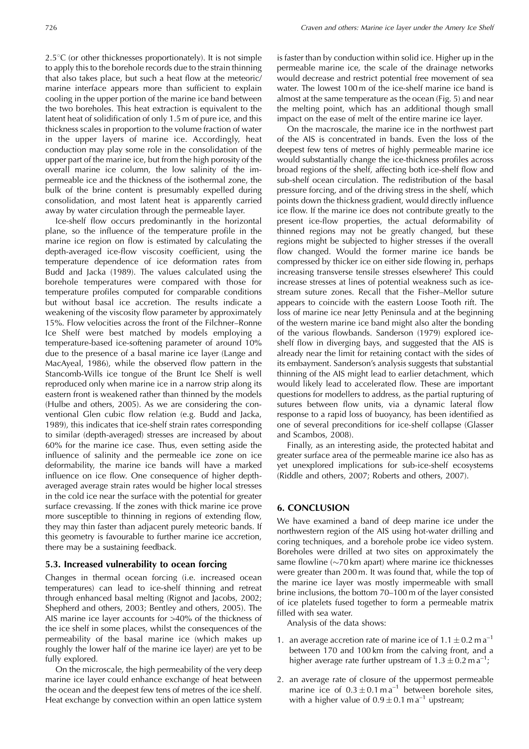2.5°C (or other thicknesses proportionately). It is not simple to apply this to the borehole records due to the strain thinning that also takes place, but such a heat flow at the meteoric/marine interface appears more than sufficient to explain cooling in the upper portion of the marine ice band between the two boreholes. This heat extraction is equivalent to the latent heat of solidification of only 1.5 m of pure ice, and this thickness scales in proportion to the volume fraction of water in the upper layers of marine ice. Accordingly, heat conduction may play some role in the consolidation of the upper part of the marine ice column, but from the high porosity of the overall marine ice column, the low salinity of the impermeable ice and the thickness of the isothermal zone, the bulk of the brine content is presumably expelled during consolidation, and most latent heat is apparently carried away by water circulation through the permeable layer.

Ice-shelf flow occurs predominantly in the horizontal plane, so the influence of the temperature profile in the marine ice region on flow is estimated by calculating the depth-averaged ice-flow viscosity coefficient, using the temperature dependence of ice deformation rates from Budd and Jacka (1989). The values calculated using the borehole temperatures were compared with those for temperature profiles computed for comparable conditions but without basal ice accretion. The results indicate a weakening of the viscosity flow parameter by approximately 15%. Flow velocities across the front of the Filchner–Ronne Ice Shelf were best matched by models employing a temperature-based ice-softening parameter of around 10% due to the presence of a basal marine ice layer (Lange and MacAyeal, 1986), while the observed flow pattern in the Stancomb-Wills ice tongue of the Brunt Ice Shelf is well reproduced only when marine ice in a narrow strip along its eastern front is weakened rather than thinned by the models (Hulbe and others, 2005). As we are considering the conventional Glen cubic flow relation (e.g. Budd and Jacka, 1989), this indicates that ice-shelf strain rates corresponding to similar (depth-averaged) stresses are increased by about 60% for the marine ice case. Thus, even setting aside the influence of salinity and the permeable ice zone on ice deformability, the marine ice bands will have a marked influence on ice flow. One consequence of higher depth-averaged average strain rates would be higher local stresses in the cold ice near the surface with the potential for greater surface crevassing. If the zones with thick marine ice prove more susceptible to thinning in regions of extending flow, they may thin faster than adjacent purely meteoric bands. If this geometry is favourable to further marine ice accretion, there may be a sustaining feedback.

### 5.3. Increased vulnerability to ocean forcing

Changes in thermal ocean forcing (i.e. increased ocean temperatures) can lead to ice-shelf thinning and retreat through enhanced basal melting (Rignot and Jacobs, 2002; Shepherd and others, 2003; Bentley and others, 2005). The AIS marine ice layer accounts for >40% of the thickness of the ice shelf in some places, whilst the consequences of the permeability of the basal marine ice (which makes up roughly the lower half of the marine ice layer) are yet to be fully explored.

On the microscale, the high permeability of the very deep marine ice layer could enhance exchange of heat between the ocean and the deepest few tens of metres of the ice shelf. Heat exchange by convection within an open lattice system is faster than by conduction within solid ice. Higher up in the permeable marine ice, the scale of the drainage networks would decrease and restrict potential free movement of sea water. The lowest 100 m of the ice-shelf marine ice band is almost at the same temperature as the ocean (Fig. 5) and near the melting point, which has an additional though small impact on the ease of melt of the entire marine ice layer.

On the macroscale, the marine ice in the northwest part of the AIS is concentrated in bands. Even the loss of the deepest few tens of metres of highly permeable marine ice would substantially change the ice-thickness profiles across broad regions of the shelf, affecting both ice-shelf flow and sub-shelf ocean circulation. The redistribution of the basal pressure forcing, and of the driving stress in the shelf, which points down the thickness gradient, would directly influence ice flow. If the marine ice does not contribute greatly to the present ice-flow properties, the actual deformability of thinned regions may not be greatly changed, but these regions might be subjected to higher stresses if the overall flow changed. Would the former marine ice bands be compressed by thicker ice on either side flowing in, perhaps increasing transverse tensile stresses elsewhere? This could increase stresses at lines of potential weakness such as ice-stream suture zones. Recall that the Fisher–Mellor suture appears to coincide with the eastern Loose Tooth rift. The loss of marine ice near Jetty Peninsula and at the beginning of the western marine ice band might also alter the bonding of the various flowbands. Sanderson (1979) explored ice-shelf flow in diverging bays, and suggested that the AIS is already near the limit for retaining contact with the sides of its embayment. Sanderson's analysis suggests that substantial thinning of the AIS might lead to earlier detachment, which would likely lead to accelerated flow. These are important questions for modellers to address, as the partial rupturing of sutures between flow units, via a dynamic lateral flow response to a rapid loss of buoyancy, has been identified as one of several preconditions for ice-shelf collapse (Glasser and Scambos, 2008).

Finally, as an interesting aside, the protected habitat and greater surface area of the permeable marine ice also has as yet unexplored implications for sub-ice-shelf ecosystems (Riddle and others, 2007; Roberts and others, 2007).

## 6. CONCLUSION

We have examined a band of deep marine ice under the northwestern region of the AIS using hot-water drilling and coring techniques, and a borehole probe ice video system. Boreholes were drilled at two sites on approximately the same flowline (~70 km apart) where marine ice thicknesses were greater than 200 m. It was found that, while the top of the marine ice layer was mostly impermeable with small brine inclusions, the bottom 70–100 m of the layer consisted of ice platelets fused together to form a permeable matrix filled with sea water.

Analysis of the data shows:

1. an average accretion rate of marine ice of $1.1 \pm 0.2\ \mathrm{m\,a^{-1}}$ between 170 and 100 km from the calving front, and a higher average rate further upstream of $1.3 \pm 0.2\ \mathrm{m\,a^{-1}}$;
2. an average rate of closure of the uppermost permeable marine ice of $0.3 \pm 0.1\ \mathrm{m\,a^{-1}}$ between borehole sites, with a higher value of $0.9 \pm 0.1\ \mathrm{m\,a^{-1}}$ upstream;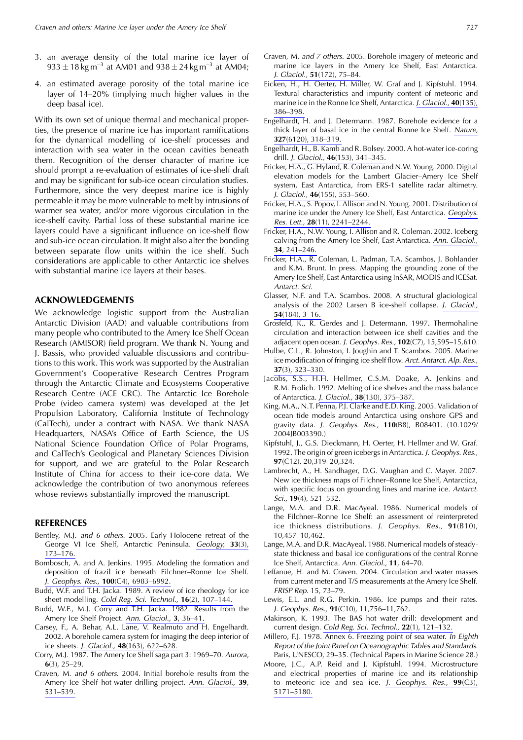3. an average density of the total marine ice layer of $933 \pm 18\,\mathrm{kg\,m^{-3}}$ at AM01 and $938 \pm 24\,\mathrm{kg\,m^{-3}}$ at AM04;
4. an estimated average porosity of the total marine ice layer of 14–20% (implying much higher values in the deep basal ice).

With its own set of unique thermal and mechanical properties, the presence of marine ice has important ramifications for the dynamical modelling of ice-shelf processes and interaction with sea water in the ocean cavities beneath them. Recognition of the denser character of marine ice should prompt a re-evaluation of estimates of ice-shelf draft and may be significant for sub-ice ocean circulation studies. Furthermore, since the very deepest marine ice is highly permeable it may be more vulnerable to melt by intrusions of warmer sea water, and/or more vigorous circulation in the ice-shelf cavity. Partial loss of these substantial marine ice layers could have a significant influence on ice-shelf flow and sub-ice ocean circulation. It might also alter the bonding between separate flow units within the ice shelf. Such considerations are applicable to other Antarctic ice shelves with substantial marine ice layers at their bases.

## ACKNOWLEDGEMENTS

We acknowledge logistic support from the Australian Antarctic Division (AAD) and valuable contributions from many people who contributed to the Amery Ice Shelf Ocean Research (AMISOR) field program. We thank N. Young and J. Bassis, who provided valuable discussions and contributions to this work. This work was supported by the Australian Government's Cooperative Research Centres Program through the Antarctic Climate and Ecosystems Cooperative Research Centre (ACE CRC). The Antarctic Ice Borehole Probe (video camera system) was developed at the Jet Propulsion Laboratory, California Institute of Technology (CalTech), under a contract with NASA. We thank NASA Headquarters, NASA's Office of Earth Science, the US National Science Foundation Office of Polar Programs, and CalTech's Geological and Planetary Sciences Division for support, and we are grateful to the Polar Research Institute of China for access to their ice-core data. We acknowledge the contribution of two anonymous referees whose reviews substantially improved the manuscript.

## REFERENCES

Bentley, M.J. *and 6 others*. 2005. Early Holocene retreat of the George VI Ice Shelf, Antarctic Peninsula. *Geology,* **33**(3), 173–176.

Bombosch, A. and A. Jenkins. 1995. Modeling the formation and deposition of frazil ice beneath Filchner–Ronne Ice Shelf. *J. Geophys. Res.,* **100**(C4), 6983–6992.

Budd, W.F. and T.H. Jacka. 1989. A review of ice rheology for ice sheet modelling. *Cold Reg. Sci. Technol.,* **16**(2), 107–144.

Budd, W.F., M.J. Corry and T.H. Jacka. 1982. Results from the Amery Ice Shelf Project. *Ann. Glaciol.,* **3**, 36–41.

Carsey, F., A. Behar, A.L. Lane, V. Realmuto and H. Engelhardt. 2002. A borehole camera system for imaging the deep interior of ice sheets. *J. Glaciol.,* **48**(163), 622–628.

Corry, M.J. 1987. The Amery Ice Shelf saga part 3: 1969–70. *Aurora,* **6**(3), 25–29.

Craven, M. *and 6 others*. 2004. Initial borehole results from the Amery Ice Shelf hot-water drilling project. *Ann. Glaciol.,* **39**, 531–539.

Craven, M. *and 7 others*. 2005. Borehole imagery of meteoric and marine ice layers in the Amery Ice Shelf, East Antarctica. *J. Glaciol.,* **51**(172), 75–84.

Eicken, H., H. Oerter, H. Miller, W. Graf and J. Kipfstuhl. 1994. Textural characteristics and impurity content of meteoric and marine ice in the Ronne Ice Shelf, Antarctica. *J. Glaciol.,* **40**(135), 386–398.

Engelhardt, H. and J. Determann. 1987. Borehole evidence for a thick layer of basal ice in the central Ronne Ice Shelf. *Nature,* **327**(6120), 318–319.

Engelhardt, H., B. Kamb and R. Bolsey. 2000. A hot-water ice-coring drill. *J. Glaciol.,* **46**(153), 341–345.

Fricker, H.A., G. Hyland, R. Coleman and N.W. Young. 2000. Digital elevation models for the Lambert Glacier–Amery Ice Shelf system, East Antarctica, from ERS-1 satellite radar altimetry. *J. Glaciol.,* **46**(155), 553–560.

Fricker, H.A., S. Popov, I. Allison and N. Young. 2001. Distribution of marine ice under the Amery Ice Shelf, East Antarctica. *Geophys. Res. Lett.,* **28**(11), 2241–2244.

Fricker, H.A., N.W. Young, I. Allison and R. Coleman. 2002. Iceberg calving from the Amery Ice Shelf, East Antarctica. *Ann. Glaciol.,* **34**, 241–246.

Fricker, H.A., R. Coleman, L. Padman, T.A. Scambos, J. Bohlander and K.M. Brunt. In press. Mapping the grounding zone of the Amery Ice Shelf, East Antarctica using InSAR, MODIS and ICESat. *Antarct. Sci.*

Glasser, N.F. and T.A. Scambos. 2008. A structural glaciological analysis of the 2002 Larsen B ice-shelf collapse. *J. Glaciol.,* **54**(184), 3–16.

Grosfeld, K., R. Gerdes and J. Determann. 1997. Thermohaline circulation and interaction between ice shelf cavities and the adjacent open ocean. *J. Geophys. Res.,* **102**(C7), 15,595–15,610.

Hulbe, C.L., R. Johnston, I. Joughin and T. Scambos. 2005. Marine ice modification of fringing ice shelf flow. *Arct. Antarct. Alp. Res.,* **37**(3), 323–330.

Jacobs, S.S., H.H. Hellmer, C.S.M. Doake, A. Jenkins and R.M. Frolich. 1992. Melting of ice shelves and the mass balance of Antarctica. *J. Glaciol.,* **38**(130), 375–387.

King, M.A., N.T. Penna, P.J. Clarke and E.D. King. 2005. Validation of ocean tide models around Antarctica using onshore GPS and gravity data. *J. Geophys. Res.,* **110**(B8), B08401. (10.1029/2004JB003390.)

Kipfstuhl, J., G.S. Dieckmann, H. Oerter, H. Hellmer and W. Graf. 1992. The origin of green icebergs in Antarctica. *J. Geophys. Res.,* **97**(C12), 20,319–20,324.

Lambrecht, A., H. Sandhager, D.G. Vaughan and C. Mayer. 2007. New ice thickness maps of Filchner–Ronne Ice Shelf, Antarctica, with specific focus on grounding lines and marine ice. *Antarct. Sci.,* **19**(4), 521–532.

Lange, M.A. and D.R. MacAyeal. 1986. Numerical models of the Filchner–Ronne Ice Shelf: an assessment of reinterpreted ice thickness distributions. *J. Geophys. Res.,* **91**(B10), 10,457–10,462.

Lange, M.A. and D.R. MacAyeal. 1988. Numerical models of steady-state thickness and basal ice configurations of the central Ronne Ice Shelf, Antarctica. *Ann. Glaciol.,* **11**, 64–70.

Leffanue, H. and M. Craven. 2004. Circulation and water masses from current meter and T/S measurements at the Amery Ice Shelf. *FRISP Rep.* 15, 73–79.

Lewis, E.L. and R.G. Perkin. 1986. Ice pumps and their rates. *J. Geophys. Res.,* **91**(C10), 11,756–11,762.

Makinson, K. 1993. The BAS hot water drill: development and current design. *Cold Reg. Sci. Technol.,* **22**(1), 121–132.

Millero, F.J. 1978. Annex 6. Freezing point of sea water. *In Eighth Report of the Joint Panel on Oceanographic Tables and Standards*. Paris, UNESCO, 29–35. (Technical Papers in Marine Science 28.)

Moore, J.C., A.P. Reid and J. Kipfstuhl. 1994. Microstructure and electrical properties of marine ice and its relationship to meteoric ice and sea ice. *J. Geophys. Res.,* **99**(C3), 5171–5180.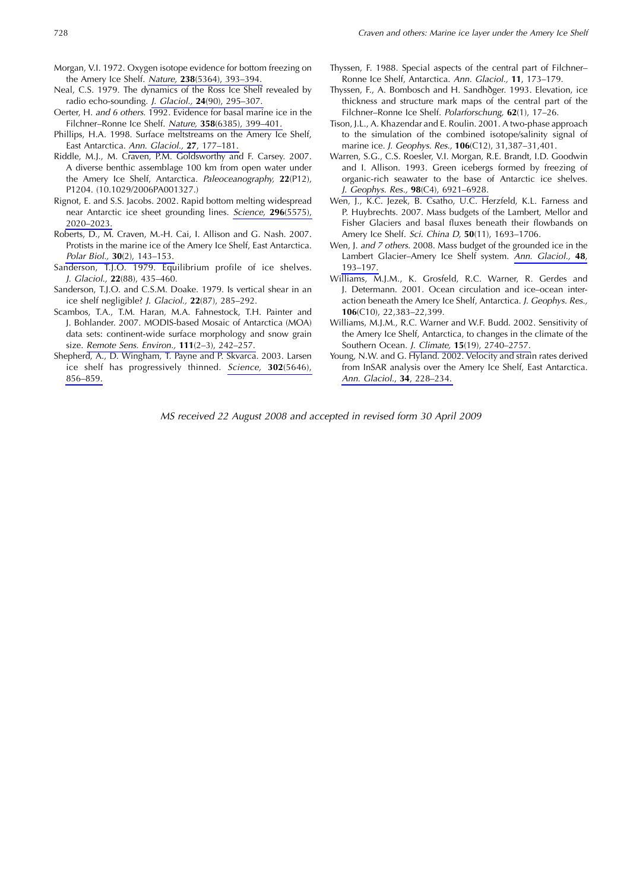Morgan, V.I. 1972. Oxygen isotope evidence for bottom freezing on the Amery Ice Shelf. *Nature,* **238**(5364), 393–394.

Neal, C.S. 1979. The dynamics of the Ross Ice Shelf revealed by radio echo-sounding. *J. Glaciol.,* **24**(90), 295–307.

Oerter, H. *and 6 others.* 1992. Evidence for basal marine ice in the Filchner–Ronne Ice Shelf. *Nature,* **358**(6385), 399–401.

Phillips, H.A. 1998. Surface meltstreams on the Amery Ice Shelf, East Antarctica. *Ann. Glaciol.,* **27**, 177–181.

Riddle, M.J., M. Craven, P.M. Goldsworthy and F. Carsey. 2007. A diverse benthic assemblage 100 km from open water under the Amery Ice Shelf, Antarctica. *Paleoceanography,* **22**(P12), P1204. (10.1029/2006PA001327.)

Rignot, E. and S.S. Jacobs. 2002. Rapid bottom melting widespread near Antarctic ice sheet grounding lines. *Science,* **296**(5575), 2020–2023.

Roberts, D., M. Craven, M.-H. Cai, I. Allison and G. Nash. 2007. Protists in the marine ice of the Amery Ice Shelf, East Antarctica. *Polar Biol.,* **30**(2), 143–153.

Sanderson, T.J.O. 1979. Equilibrium profile of ice shelves. *J. Glaciol.,* **22**(88), 435–460.

Sanderson, T.J.O. and C.S.M. Doake. 1979. Is vertical shear in an ice shelf negligible? *J. Glaciol.,* **22**(87), 285–292.

Scambos, T.A., T.M. Haran, M.A. Fahnestock, T.H. Painter and J. Bohlander. 2007. MODIS-based Mosaic of Antarctica (MOA) data sets: continent-wide surface morphology and snow grain size. *Remote Sens. Environ.,* **111**(2–3), 242–257.

Shepherd, A., D. Wingham, T. Payne and P. Skvarca. 2003. Larsen ice shelf has progressively thinned. *Science,* **302**(5646), 856–859.

Thyssen, F. 1988. Special aspects of the central part of Filchner–Ronne Ice Shelf, Antarctica. *Ann. Glaciol.,* **11**, 173–179.

Thyssen, F., A. Bombosch and H. Sandhöger. 1993. Elevation, ice thickness and structure mark maps of the central part of the Filchner–Ronne Ice Shelf. *Polarforschung,* **62**(1), 17–26.

Tison, J.L., A. Khazendar and E. Roulin. 2001. A two-phase approach to the simulation of the combined isotope/salinity signal of marine ice. *J. Geophys. Res.,* **106**(C12), 31,387–31,401.

Warren, S.G., C.S. Roesler, V.I. Morgan, R.E. Brandt, I.D. Goodwin and I. Allison. 1993. Green icebergs formed by freezing of organic-rich seawater to the base of Antarctic ice shelves. *J. Geophys. Res.,* **98**(C4), 6921–6928.

Wen, J., K.C. Jezek, B. Csatho, U.C. Herzfeld, K.L. Farness and P. Huybrechts. 2007. Mass budgets of the Lambert, Mellor and Fisher Glaciers and basal fluxes beneath their flowbands on Amery Ice Shelf. *Sci. China D,* **50**(11), 1693–1706.

Wen, J. *and 7 others.* 2008. Mass budget of the grounded ice in the Lambert Glacier–Amery Ice Shelf system. *Ann. Glaciol.,* **48**, 193–197.

Williams, M.J.M., K. Grosfeld, R.C. Warner, R. Gerdes and J. Determann. 2001. Ocean circulation and ice–ocean interaction beneath the Amery Ice Shelf, Antarctica. *J. Geophys. Res.,* **106**(C10), 22,383–22,399.

Williams, M.J.M., R.C. Warner and W.F. Budd. 2002. Sensitivity of the Amery Ice Shelf, Antarctica, to changes in the climate of the Southern Ocean. *J. Climate,* **15**(19), 2740–2757.

Young, N.W. and G. Hyland. 2002. Velocity and strain rates derived from InSAR analysis over the Amery Ice Shelf, East Antarctica. *Ann. Glaciol.,* **34**, 228–234.

*MS received 22 August 2008 and accepted in revised form 30 April 2009*